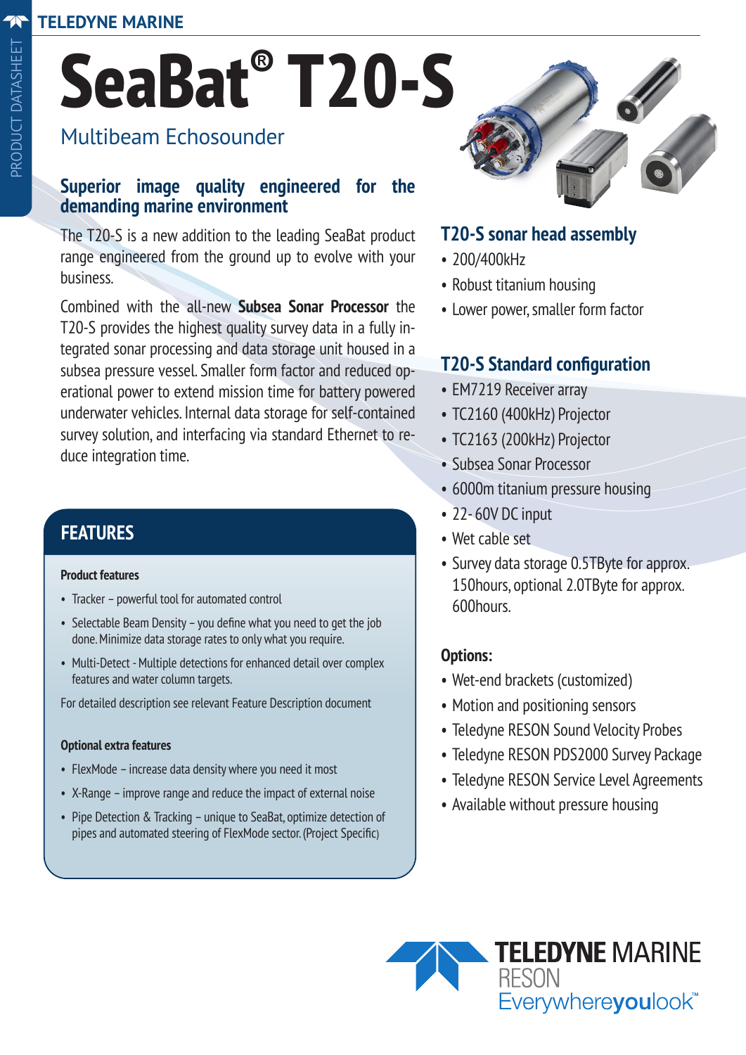# SeaBat® T20-S

## Multibeam Echosounder

### Superior image quality engineered for the demanding marine environment

The T20-S is a new addition to the leading SeaBat product range engineered from the ground up to evolve with your business.

Combined with the all-new **Subsea Sonar Processor** the T20-S provides the highest quality survey data in a fully integrated sonar processing and data storage unit housed in a subsea pressure vessel. Smaller form factor and reduced operational power to extend mission time for battery powered underwater vehicles. Internal data storage for self-contained survey solution, and interfacing via standard Ethernet to reduce integration time.

## FEATURES

**Product features**

- Tracker – powerful tool for automated control
- Selectable Beam Density – you define what you need to get the job done. Minimize data storage rates to only what you require.
- Multi-Detect - Multiple detections for enhanced detail over complex features and water column targets.

For detailed description see relevant Feature Description document

**Optional extra features**

- FlexMode – increase data density where you need it most
- X-Range – improve range and reduce the impact of external noise
- Pipe Detection & Tracking – unique to SeaBat, optimize detection of pipes and automated steering of FlexMode sector. (Project Specific)

### T20-S sonar head assembly

- 200/400kHz
- Robust titanium housing
- Lower power, smaller form factor

### T20-S Standard configuration

- EM7219 Receiver array
- TC2160 (400kHz) Projector
- TC2163 (200kHz) Projector
- Subsea Sonar Processor
- 6000m titanium pressure housing
- 22- 60V DC input
- Wet cable set
- Survey data storage 0.5TByte for approx. 150hours, optional 2.0TByte for approx. 600hours.

**Options:**

- Wet-end brackets (customized)
- Motion and positioning sensors
- Teledyne RESON Sound Velocity Probes
- Teledyne RESON PDS2000 Survey Package
- Teledyne RESON Service Level Agreements
- Available without pressure housing

TELEDYNE MARINE
RESON
Everywhereyoulook™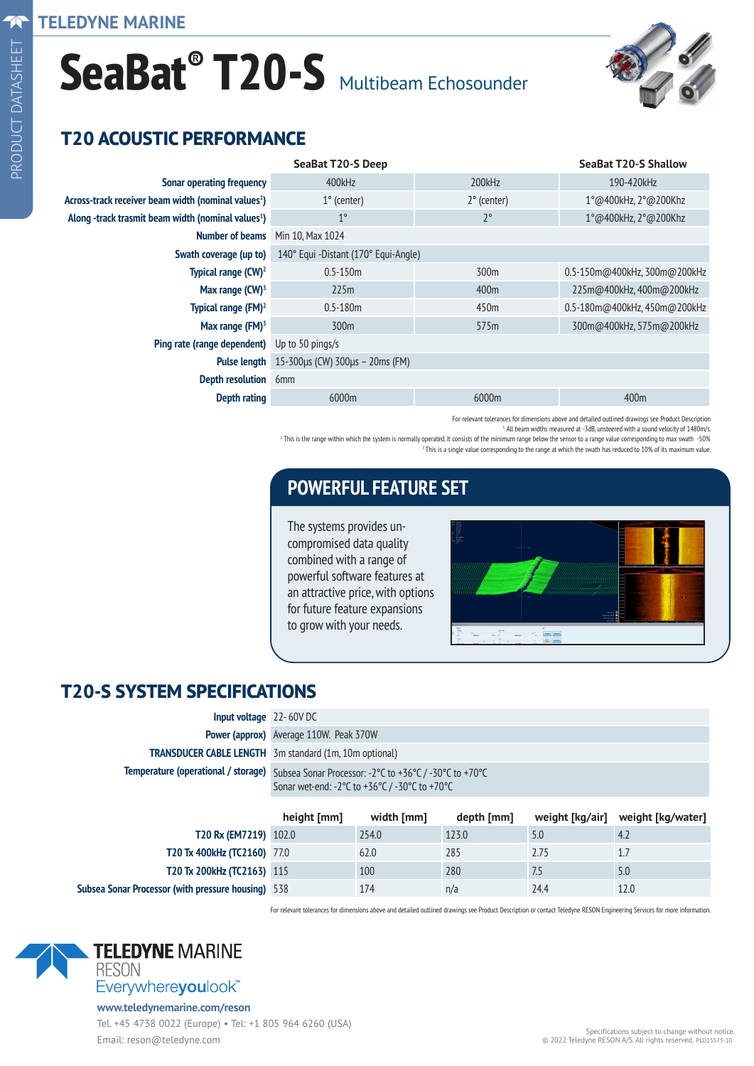# SeaBat® T20-S Multibeam Echosounder

## T20 ACOUSTIC PERFORMANCE

| | SeaBat T20-S Deep | | SeaBat T20-S Shallow |
|---|---|---|---|
| Sonar operating frequency | 400kHz | 200kHz | 190-420kHz |
| Across-track receiver beam width (nominal values[1]) | 1° (center) | 2° (center) | 1°@400kHz, 2°@200Khz |
| Along -track trasmit beam width (nominal values[1]) | 1° | 2° | 1°@400kHz, 2°@200Khz |
| Number of beams | Min 10, Max 1024 | | |
| Swath coverage (up to) | 140° Equi -Distant (170° Equi-Angle) | | |
| Typical range (CW)[2] | 0.5-150m | 300m | 0.5-150m@400kHz, 300m@200kHz |
| Max range (CW)[3] | 225m | 400m | 225m@400kHz, 400m@200kHz |
| Typical range (FM)[2] | 0.5-180m | 450m | 0.5-180m@400kHz, 450m@200kHz |
| Max range (FM)[3] | 300m | 575m | 300m@400kHz, 575m@200kHz |
| Ping rate (range dependent) | Up to 50 pings/s | | |
| Pulse length | 15-300µs (CW) 300µs – 20ms (FM) | | |
| Depth resolution | 6mm | | |
| Depth rating | 6000m | 6000m | 400m |

For relevant tolerances for dimensions above and detailed outlined drawings see Product Description
[1] All beam widths measured at -3dB, unsteered with a sound velocity of 1480m/s.
[2] This is the range within which the system is normally operated. It consists of the minimum range below the sensor to a range value corresponding to max swath -50%
[3] This is a single value corresponding to the range at which the swath has reduced to 10% of its maximum value.

## POWERFUL FEATURE SET

The systems provides uncompromised data quality combined with a range of powerful software features at an attractive price, with options for future feature expansions to grow with your needs.

## T20-S SYSTEM SPECIFICATIONS

| | |
|---|---|
| Input voltage | 22- 60V DC |
| Power (approx) | Average 110W. Peak 370W |
| TRANSDUCER CABLE LENGTH | 3m standard (1m, 10m optional) |
| Temperature (operational / storage) | Subsea Sonar Processor: -2°C to +36°C / -30°C to +70°C<br>Sonar wet-end: -2°C to +36°C / -30°C to +70°C |

| | height [mm] | width [mm] | depth [mm] | weight [kg/air] | weight [kg/water] |
|---|---|---|---|---|---|
| T20 Rx (EM7219) | 102.0 | 254.0 | 123.0 | 5.0 | 4.2 |
| T20 Tx 400kHz (TC2160) | 77.0 | 62.0 | 285 | 2.75 | 1.7 |
| T20 Tx 200kHz (TC2163) | 115 | 100 | 280 | 7.5 | 5.0 |
| Subsea Sonar Processor (with pressure housing) | 538 | 174 | n/a | 24.4 | 12.0 |

For relevant tolerances for dimensions above and detailed outlined drawings see Product Description or contact Teledyne RESON Engineering Services for more information.

**TELEDYNE MARINE**
RESON
Everywhereyoulook™

**www.teledynemarine.com/reson**
Tel. +45 4738 0022 (Europe) • Tel: +1 805 964 6260 (USA)
Email: reson@teledyne.com

Specifications subject to change without notice.
© 2022 Teledyne RESON A/S. All rights reserved. PLD15575-10